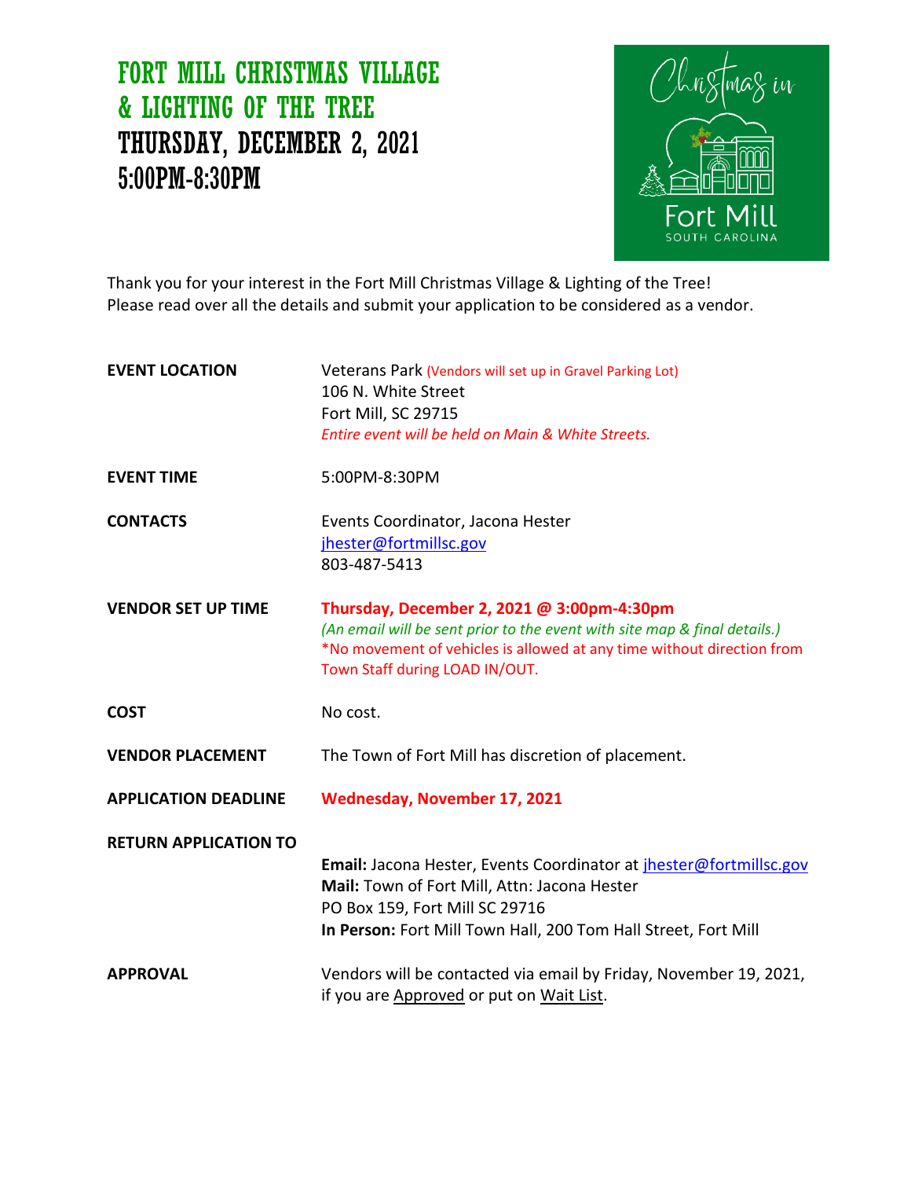# FORT MILL CHRISTMAS VILLAGE & LIGHTING OF THE TREE

## THURSDAY, DECEMBER 2, 2021
## 5:00PM-8:30PM

Thank you for your interest in the Fort Mill Christmas Village & Lighting of the Tree!
Please read over all the details and submit your application to be considered as a vendor.

**EVENT LOCATION**
Veterans Park (Vendors will set up in Gravel Parking Lot)
106 N. White Street
Fort Mill, SC 29715
*Entire event will be held on Main & White Streets.*

**EVENT TIME**
5:00PM-8:30PM

**CONTACTS**
Events Coordinator, Jacona Hester
jhester@fortmillsc.gov
803-487-5413

**VENDOR SET UP TIME**
**Thursday, December 2, 2021 @ 3:00pm-4:30pm**
*(An email will be sent prior to the event with site map & final details.)*
*No movement of vehicles is allowed at any time without direction from Town Staff during LOAD IN/OUT.

**COST**
No cost.

**VENDOR PLACEMENT**
The Town of Fort Mill has discretion of placement.

**APPLICATION DEADLINE**
**Wednesday, November 17, 2021**

**RETURN APPLICATION TO**
**Email:** Jacona Hester, Events Coordinator at jhester@fortmillsc.gov
**Mail:** Town of Fort Mill, Attn: Jacona Hester
PO Box 159, Fort Mill SC 29716
**In Person:** Fort Mill Town Hall, 200 Tom Hall Street, Fort Mill

**APPROVAL**
Vendors will be contacted via email by Friday, November 19, 2021, if you are Approved or put on Wait List.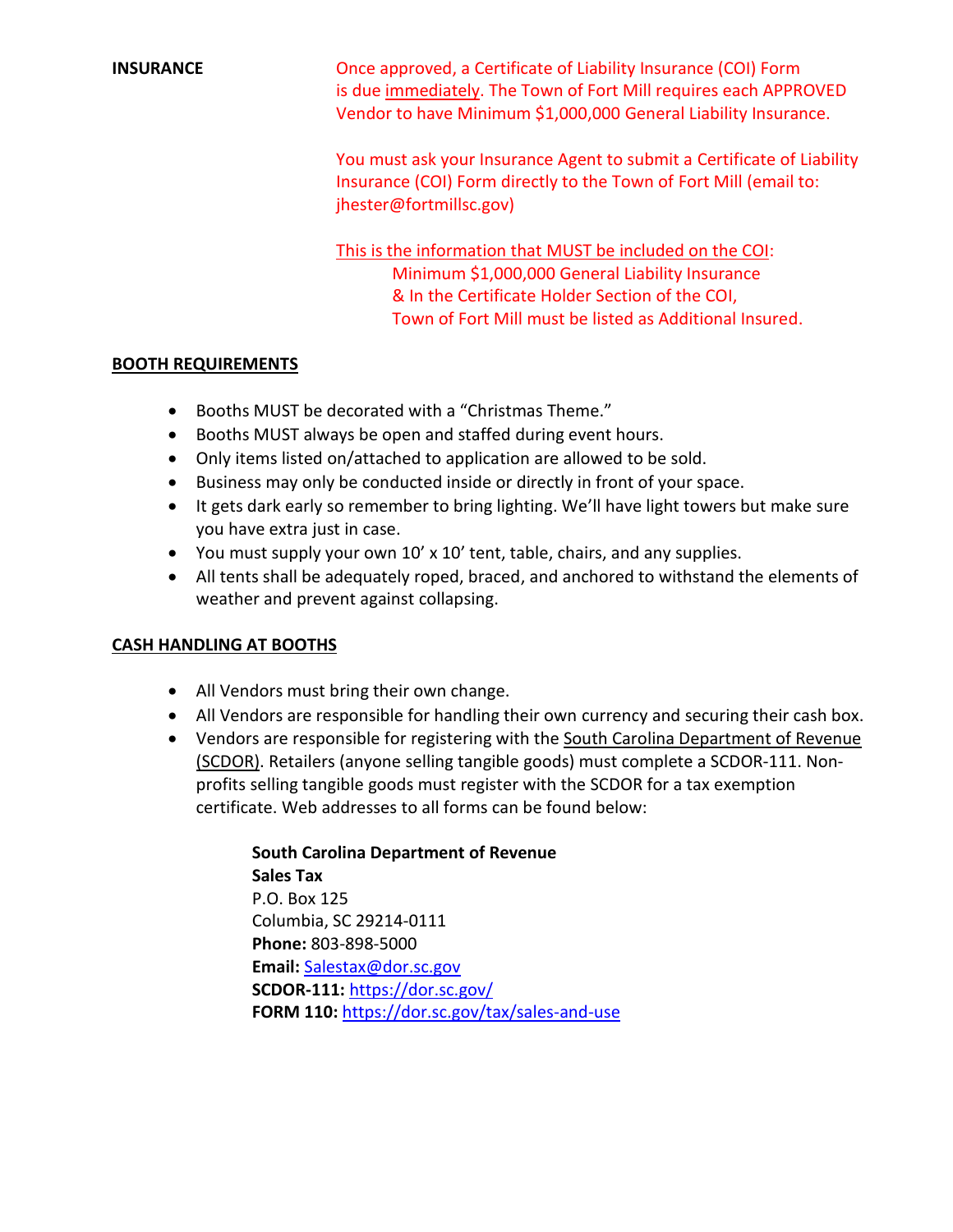**INSURANCE**

Once approved, a Certificate of Liability Insurance (COI) Form is due immediately. The Town of Fort Mill requires each APPROVED Vendor to have Minimum $1,000,000 General Liability Insurance.

You must ask your Insurance Agent to submit a Certificate of Liability Insurance (COI) Form directly to the Town of Fort Mill (email to: jhester@fortmillsc.gov)

This is the information that MUST be included on the COI:

Minimum $1,000,000 General Liability Insurance
& In the Certificate Holder Section of the COI,
Town of Fort Mill must be listed as Additional Insured.

## BOOTH REQUIREMENTS

- Booths MUST be decorated with a “Christmas Theme.”
- Booths MUST always be open and staffed during event hours.
- Only items listed on/attached to application are allowed to be sold.
- Business may only be conducted inside or directly in front of your space.
- It gets dark early so remember to bring lighting. We’ll have light towers but make sure you have extra just in case.
- You must supply your own 10’ x 10’ tent, table, chairs, and any supplies.
- All tents shall be adequately roped, braced, and anchored to withstand the elements of weather and prevent against collapsing.

## CASH HANDLING AT BOOTHS

- All Vendors must bring their own change.
- All Vendors are responsible for handling their own currency and securing their cash box.
- Vendors are responsible for registering with the South Carolina Department of Revenue (SCDOR). Retailers (anyone selling tangible goods) must complete a SCDOR-111. Non-profits selling tangible goods must register with the SCDOR for a tax exemption certificate. Web addresses to all forms can be found below:

**South Carolina Department of Revenue**
**Sales Tax**
P.O. Box 125
Columbia, SC 29214-0111
**Phone:** 803-898-5000
**Email:** Salestax@dor.sc.gov
**SCDOR-111:** https://dor.sc.gov/
**FORM 110:** https://dor.sc.gov/tax/sales-and-use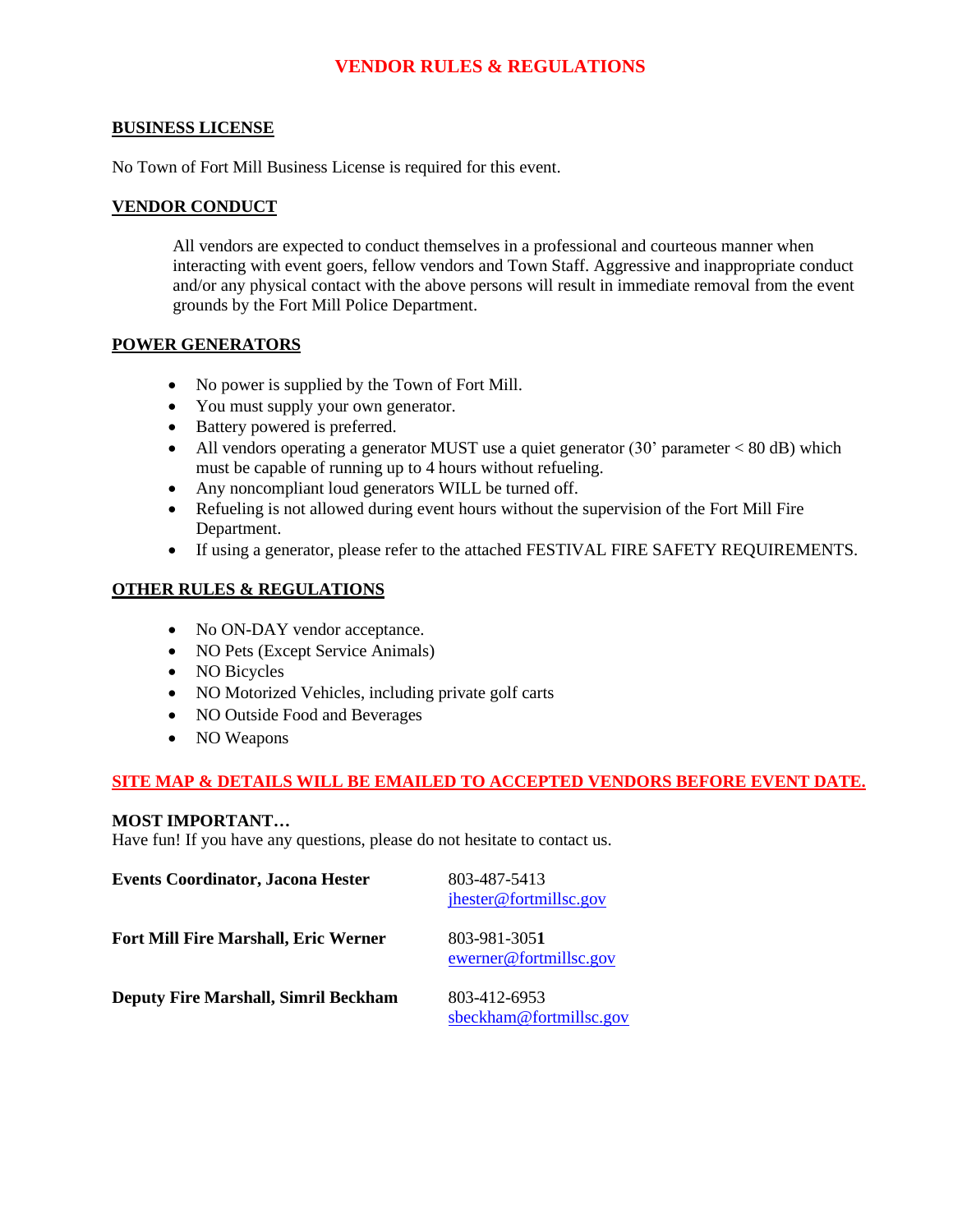# VENDOR RULES & REGULATIONS

## BUSINESS LICENSE

No Town of Fort Mill Business License is required for this event.

## VENDOR CONDUCT

All vendors are expected to conduct themselves in a professional and courteous manner when interacting with event goers, fellow vendors and Town Staff. Aggressive and inappropriate conduct and/or any physical contact with the above persons will result in immediate removal from the event grounds by the Fort Mill Police Department.

## POWER GENERATORS

- No power is supplied by the Town of Fort Mill.
- You must supply your own generator.
- Battery powered is preferred.
- All vendors operating a generator MUST use a quiet generator (30' parameter < 80 dB) which must be capable of running up to 4 hours without refueling.
- Any noncompliant loud generators WILL be turned off.
- Refueling is not allowed during event hours without the supervision of the Fort Mill Fire Department.
- If using a generator, please refer to the attached FESTIVAL FIRE SAFETY REQUIREMENTS.

## OTHER RULES & REGULATIONS

- No ON-DAY vendor acceptance.
- NO Pets (Except Service Animals)
- NO Bicycles
- NO Motorized Vehicles, including private golf carts
- NO Outside Food and Beverages
- NO Weapons

**SITE MAP & DETAILS WILL BE EMAILED TO ACCEPTED VENDORS BEFORE EVENT DATE.**

**MOST IMPORTANT…**
Have fun! If you have any questions, please do not hesitate to contact us.

| | |
|---|---|
| **Events Coordinator, Jacona Hester** | 803-487-5413<br>jhester@fortmillsc.gov |
| **Fort Mill Fire Marshall, Eric Werner** | 803-981-3051<br>ewerner@fortmillsc.gov |
| **Deputy Fire Marshall, Simril Beckham** | 803-412-6953<br>sbeckham@fortmillsc.gov |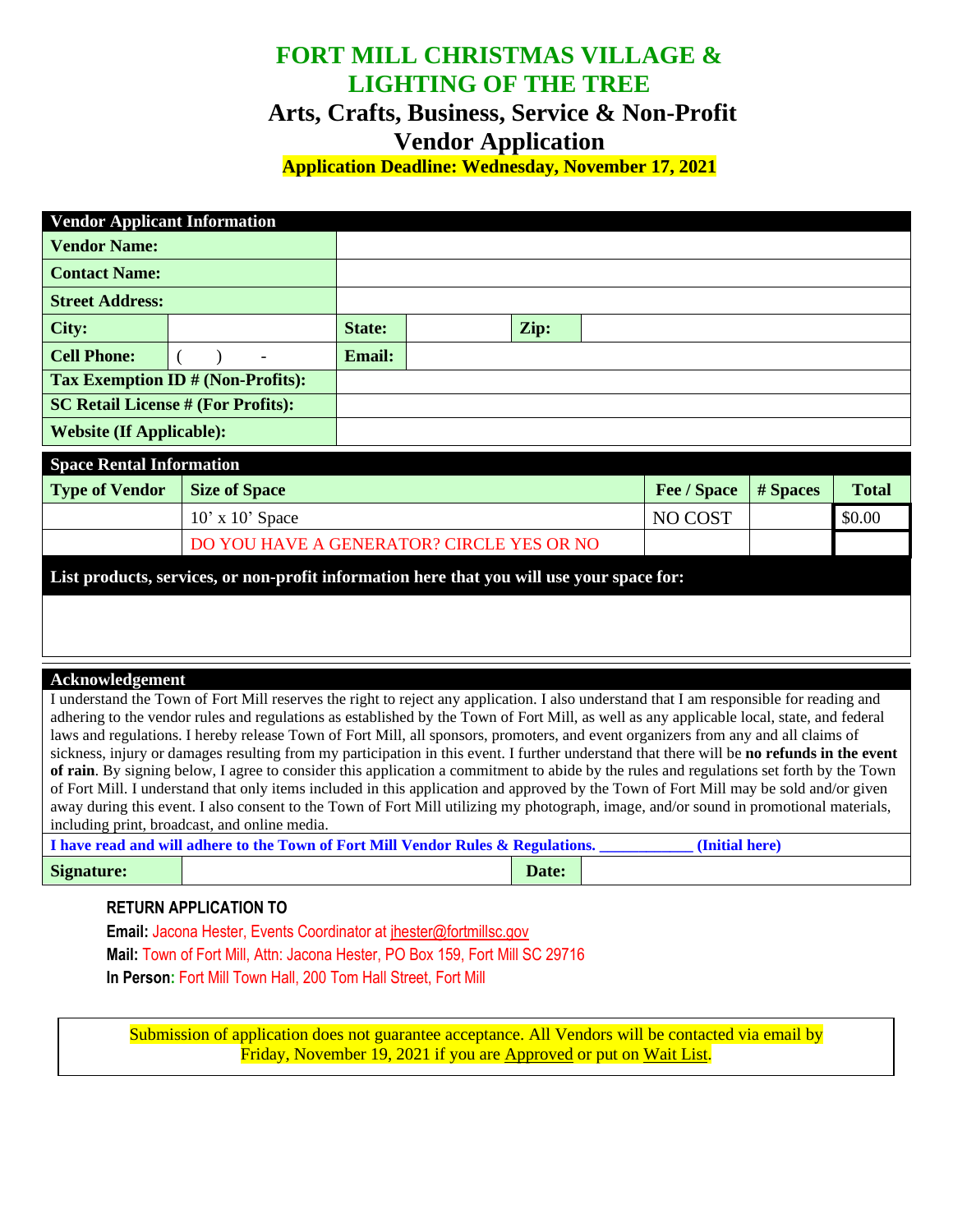# FORT MILL CHRISTMAS VILLAGE & LIGHTING OF THE TREE

## Arts, Crafts, Business, Service & Non-Profit Vendor Application

**Application Deadline: Wednesday, November 17, 2021**

| Vendor Applicant Information | | | | | |
|---|---|---|---|---|---|
| **Vendor Name:** | | | | | |
| **Contact Name:** | | | | | |
| **Street Address:** | | | | | |
| **City:** | | **State:** | | **Zip:** | |
| **Cell Phone:** | ( ) - | **Email:** | | | |
| **Tax Exemption ID # (Non-Profits):** | | | | | |
| **SC Retail License # (For Profits):** | | | | | |
| **Website (If Applicable):** | | | | | |

| Space Rental Information | | | | |
|---|---|---|---|---|
| **Type of Vendor** | **Size of Space** | **Fee / Space** | **# Spaces** | **Total** |
| | 10' x 10' Space | NO COST | | $0.00 |
| | DO YOU HAVE A GENERATOR? CIRCLE YES OR NO | | | |

**List products, services, or non-profit information here that you will use your space for:**

### Acknowledgement

I understand the Town of Fort Mill reserves the right to reject any application. I also understand that I am responsible for reading and adhering to the vendor rules and regulations as established by the Town of Fort Mill, as well as any applicable local, state, and federal laws and regulations. I hereby release Town of Fort Mill, all sponsors, promoters, and event organizers from any and all claims of sickness, injury or damages resulting from my participation in this event. I further understand that there will be **no refunds in the event of rain**. By signing below, I agree to consider this application a commitment to abide by the rules and regulations set forth by the Town of Fort Mill. I understand that only items included in this application and approved by the Town of Fort Mill may be sold and/or given away during this event. I also consent to the Town of Fort Mill utilizing my photograph, image, and/or sound in promotional materials, including print, broadcast, and online media.

**I have read and will adhere to the Town of Fort Mill Vendor Rules & Regulations. ___________ (Initial here)**

| **Signature:** | | **Date:** | |
|---|---|---|---|

**RETURN APPLICATION TO**

**Email:** Jacona Hester, Events Coordinator at jhester@fortmillsc.gov

**Mail:** Town of Fort Mill, Attn: Jacona Hester, PO Box 159, Fort Mill SC 29716

**In Person**: Fort Mill Town Hall, 200 Tom Hall Street, Fort Mill

Submission of application does not guarantee acceptance. All Vendors will be contacted via email by Friday, November 19, 2021 if you are Approved or put on Wait List.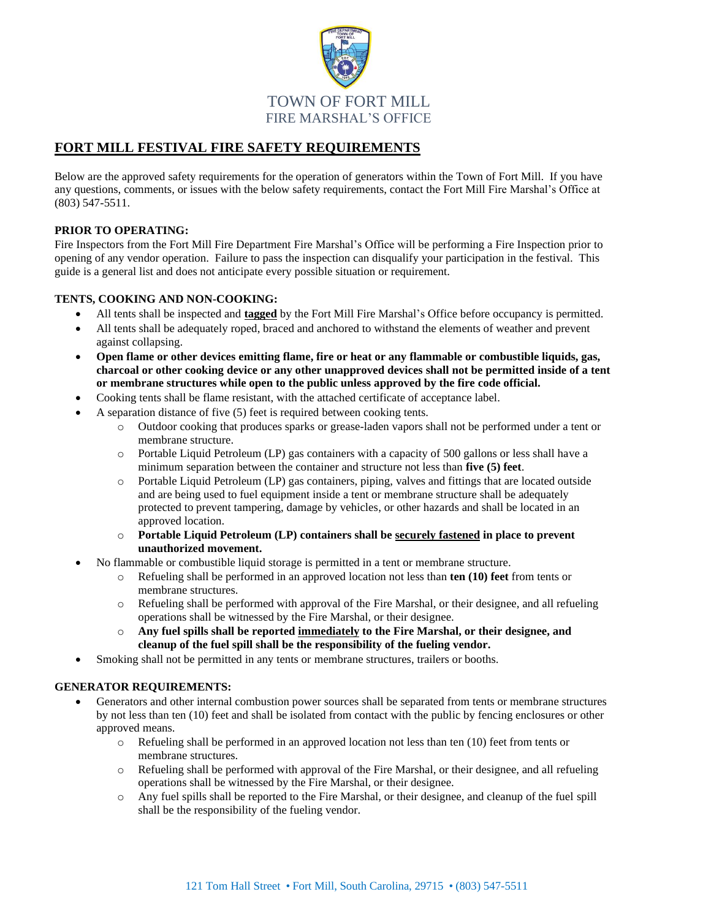TOWN OF FORT MILL
FIRE MARSHAL'S OFFICE

# FORT MILL FESTIVAL FIRE SAFETY REQUIREMENTS

Below are the approved safety requirements for the operation of generators within the Town of Fort Mill. If you have any questions, comments, or issues with the below safety requirements, contact the Fort Mill Fire Marshal's Office at (803) 547-5511.

**PRIOR TO OPERATING:**

Fire Inspectors from the Fort Mill Fire Department Fire Marshal's Office will be performing a Fire Inspection prior to opening of any vendor operation. Failure to pass the inspection can disqualify your participation in the festival. This guide is a general list and does not anticipate every possible situation or requirement.

**TENTS, COOKING AND NON-COOKING:**

- All tents shall be inspected and **tagged** by the Fort Mill Fire Marshal's Office before occupancy is permitted.
- All tents shall be adequately roped, braced and anchored to withstand the elements of weather and prevent against collapsing.
- **Open flame or other devices emitting flame, fire or heat or any flammable or combustible liquids, gas, charcoal or other cooking device or any other unapproved devices shall not be permitted inside of a tent or membrane structures while open to the public unless approved by the fire code official.**
- Cooking tents shall be flame resistant, with the attached certificate of acceptance label.
- A separation distance of five (5) feet is required between cooking tents.
  - Outdoor cooking that produces sparks or grease-laden vapors shall not be performed under a tent or membrane structure.
  - Portable Liquid Petroleum (LP) gas containers with a capacity of 500 gallons or less shall have a minimum separation between the container and structure not less than **five (5) feet**.
  - Portable Liquid Petroleum (LP) gas containers, piping, valves and fittings that are located outside and are being used to fuel equipment inside a tent or membrane structure shall be adequately protected to prevent tampering, damage by vehicles, or other hazards and shall be located in an approved location.
  - **Portable Liquid Petroleum (LP) containers shall be securely fastened in place to prevent unauthorized movement.**
- No flammable or combustible liquid storage is permitted in a tent or membrane structure.
  - Refueling shall be performed in an approved location not less than **ten (10) feet** from tents or membrane structures.
  - Refueling shall be performed with approval of the Fire Marshal, or their designee, and all refueling operations shall be witnessed by the Fire Marshal, or their designee.
  - **Any fuel spills shall be reported immediately to the Fire Marshal, or their designee, and cleanup of the fuel spill shall be the responsibility of the fueling vendor.**
- Smoking shall not be permitted in any tents or membrane structures, trailers or booths.

**GENERATOR REQUIREMENTS:**

- Generators and other internal combustion power sources shall be separated from tents or membrane structures by not less than ten (10) feet and shall be isolated from contact with the public by fencing enclosures or other approved means.
  - Refueling shall be performed in an approved location not less than ten (10) feet from tents or membrane structures.
  - Refueling shall be performed with approval of the Fire Marshal, or their designee, and all refueling operations shall be witnessed by the Fire Marshal, or their designee.
  - Any fuel spills shall be reported to the Fire Marshal, or their designee, and cleanup of the fuel spill shall be the responsibility of the fueling vendor.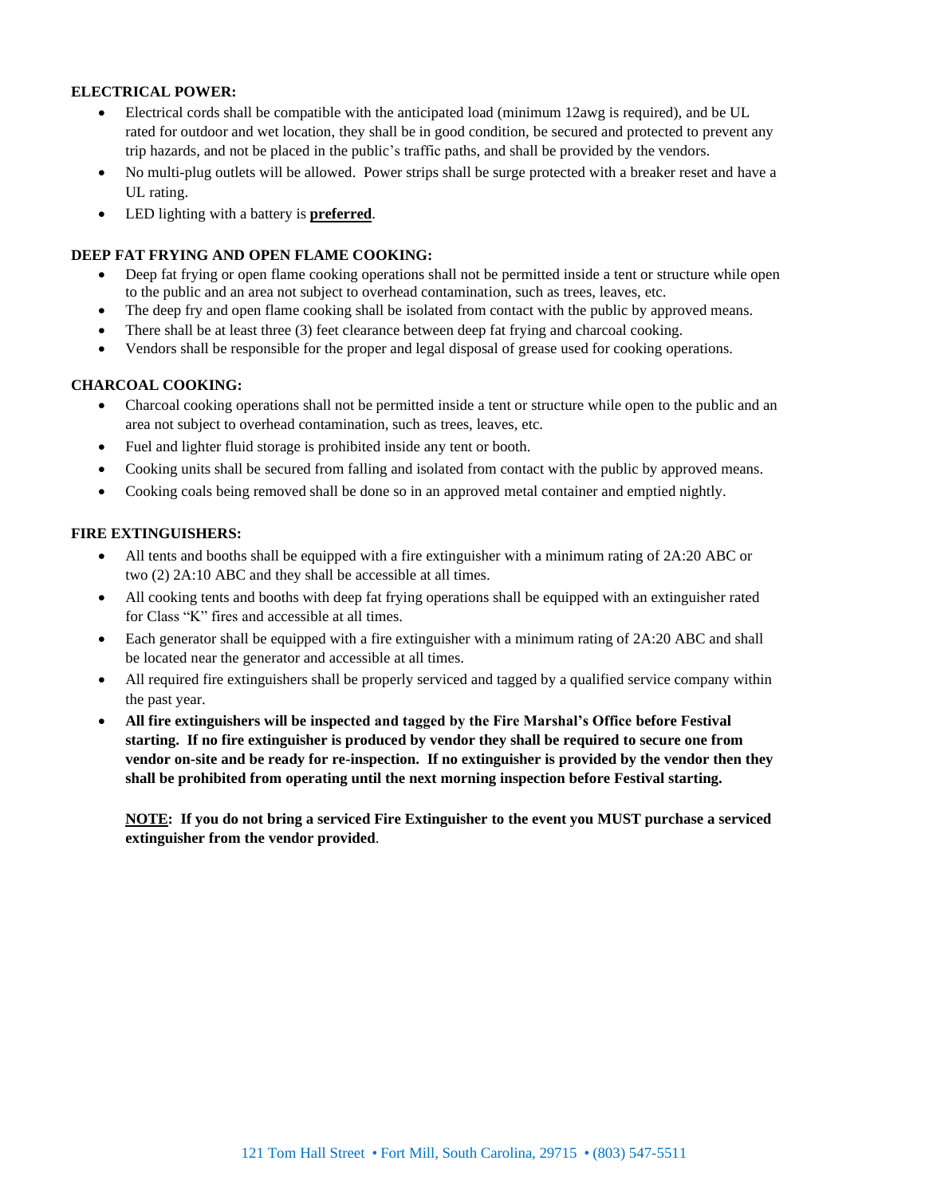**ELECTRICAL POWER:**

- Electrical cords shall be compatible with the anticipated load (minimum 12awg is required), and be UL rated for outdoor and wet location, they shall be in good condition, be secured and protected to prevent any trip hazards, and not be placed in the public's traffic paths, and shall be provided by the vendors.
- No multi-plug outlets will be allowed. Power strips shall be surge protected with a breaker reset and have a UL rating.
- LED lighting with a battery is **preferred**.

**DEEP FAT FRYING AND OPEN FLAME COOKING:**

- Deep fat frying or open flame cooking operations shall not be permitted inside a tent or structure while open to the public and an area not subject to overhead contamination, such as trees, leaves, etc.
- The deep fry and open flame cooking shall be isolated from contact with the public by approved means.
- There shall be at least three (3) feet clearance between deep fat frying and charcoal cooking.
- Vendors shall be responsible for the proper and legal disposal of grease used for cooking operations.

**CHARCOAL COOKING:**

- Charcoal cooking operations shall not be permitted inside a tent or structure while open to the public and an area not subject to overhead contamination, such as trees, leaves, etc.
- Fuel and lighter fluid storage is prohibited inside any tent or booth.
- Cooking units shall be secured from falling and isolated from contact with the public by approved means.
- Cooking coals being removed shall be done so in an approved metal container and emptied nightly.

**FIRE EXTINGUISHERS:**

- All tents and booths shall be equipped with a fire extinguisher with a minimum rating of 2A:20 ABC or two (2) 2A:10 ABC and they shall be accessible at all times.
- All cooking tents and booths with deep fat frying operations shall be equipped with an extinguisher rated for Class "K" fires and accessible at all times.
- Each generator shall be equipped with a fire extinguisher with a minimum rating of 2A:20 ABC and shall be located near the generator and accessible at all times.
- All required fire extinguishers shall be properly serviced and tagged by a qualified service company within the past year.
- **All fire extinguishers will be inspected and tagged by the Fire Marshal's Office before Festival starting. If no fire extinguisher is produced by vendor they shall be required to secure one from vendor on-site and be ready for re-inspection. If no extinguisher is provided by the vendor then they shall be prohibited from operating until the next morning inspection before Festival starting.**

  **NOTE: If you do not bring a serviced Fire Extinguisher to the event you MUST purchase a serviced extinguisher from the vendor provided**.

121 Tom Hall Street • Fort Mill, South Carolina, 29715 • (803) 547-5511